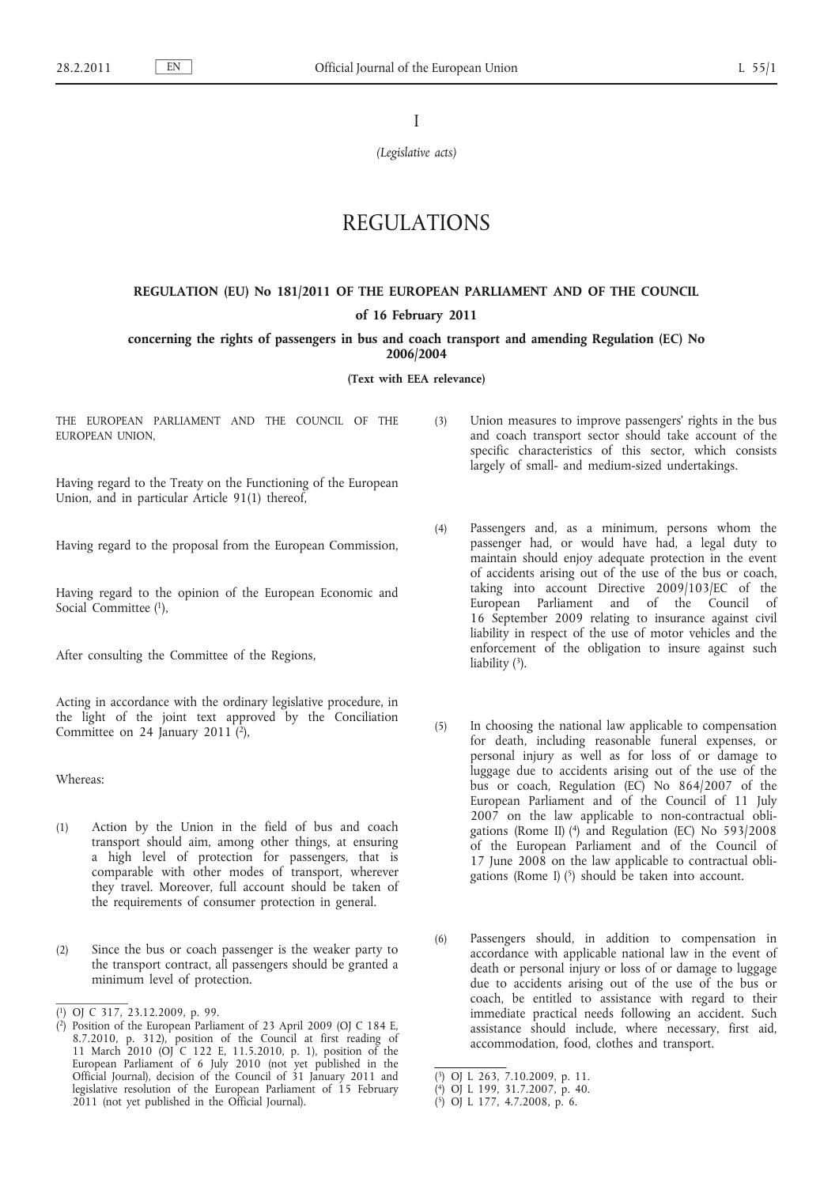I

*(Legislative acts)*

# REGULATIONS

## REGULATION (EU) No 181/2011 OF THE EUROPEAN PARLIAMENT AND OF THE COUNCIL

**of 16 February 2011**

**concerning the rights of passengers in bus and coach transport and amending Regulation (EC) No 2006/2004**

**(Text with EEA relevance)**

THE EUROPEAN PARLIAMENT AND THE COUNCIL OF THE EUROPEAN UNION,

Having regard to the Treaty on the Functioning of the European Union, and in particular Article 91(1) thereof,

Having regard to the proposal from the European Commission,

Having regard to the opinion of the European Economic and Social Committee [1],

After consulting the Committee of the Regions,

Acting in accordance with the ordinary legislative procedure, in the light of the joint text approved by the Conciliation Committee on 24 January 2011 [2],

Whereas:

(1) Action by the Union in the field of bus and coach transport should aim, among other things, at ensuring a high level of protection for passengers, that is comparable with other modes of transport, wherever they travel. Moreover, full account should be taken of the requirements of consumer protection in general.

(2) Since the bus or coach passenger is the weaker party to the transport contract, all passengers should be granted a minimum level of protection.

(3) Union measures to improve passengers' rights in the bus and coach transport sector should take account of the specific characteristics of this sector, which consists largely of small- and medium-sized undertakings.

(4) Passengers and, as a minimum, persons whom the passenger had, or would have had, a legal duty to maintain should enjoy adequate protection in the event of accidents arising out of the use of the bus or coach, taking into account Directive 2009/103/EC of the European Parliament and of the Council of 16 September 2009 relating to insurance against civil liability in respect of the use of motor vehicles and the enforcement of the obligation to insure against such liability [3].

(5) In choosing the national law applicable to compensation for death, including reasonable funeral expenses, or personal injury as well as for loss of or damage to luggage due to accidents arising out of the use of the bus or coach, Regulation (EC) No 864/2007 of the European Parliament and of the Council of 11 July 2007 on the law applicable to non-contractual obligations (Rome II) [4] and Regulation (EC) No 593/2008 of the European Parliament and of the Council of 17 June 2008 on the law applicable to contractual obligations (Rome I) [5] should be taken into account.

(6) Passengers should, in addition to compensation in accordance with applicable national law in the event of death or personal injury or loss of or damage to luggage due to accidents arising out of the use of the bus or coach, be entitled to assistance with regard to their immediate practical needs following an accident. Such assistance should include, where necessary, first aid, accommodation, food, clothes and transport.

---

[1] OJ C 317, 23.12.2009, p. 99.

[2] Position of the European Parliament of 23 April 2009 (OJ C 184 E, 8.7.2010, p. 312), position of the Council at first reading of 11 March 2010 (OJ C 122 E, 11.5.2010, p. 1), position of the European Parliament of 6 July 2010 (not yet published in the Official Journal), decision of the Council of 31 January 2011 and legislative resolution of the European Parliament of 15 February 2011 (not yet published in the Official Journal).

[3] OJ L 263, 7.10.2009, p. 11.

[4] OJ L 199, 31.7.2007, p. 40.

[5] OJ L 177, 4.7.2008, p. 6.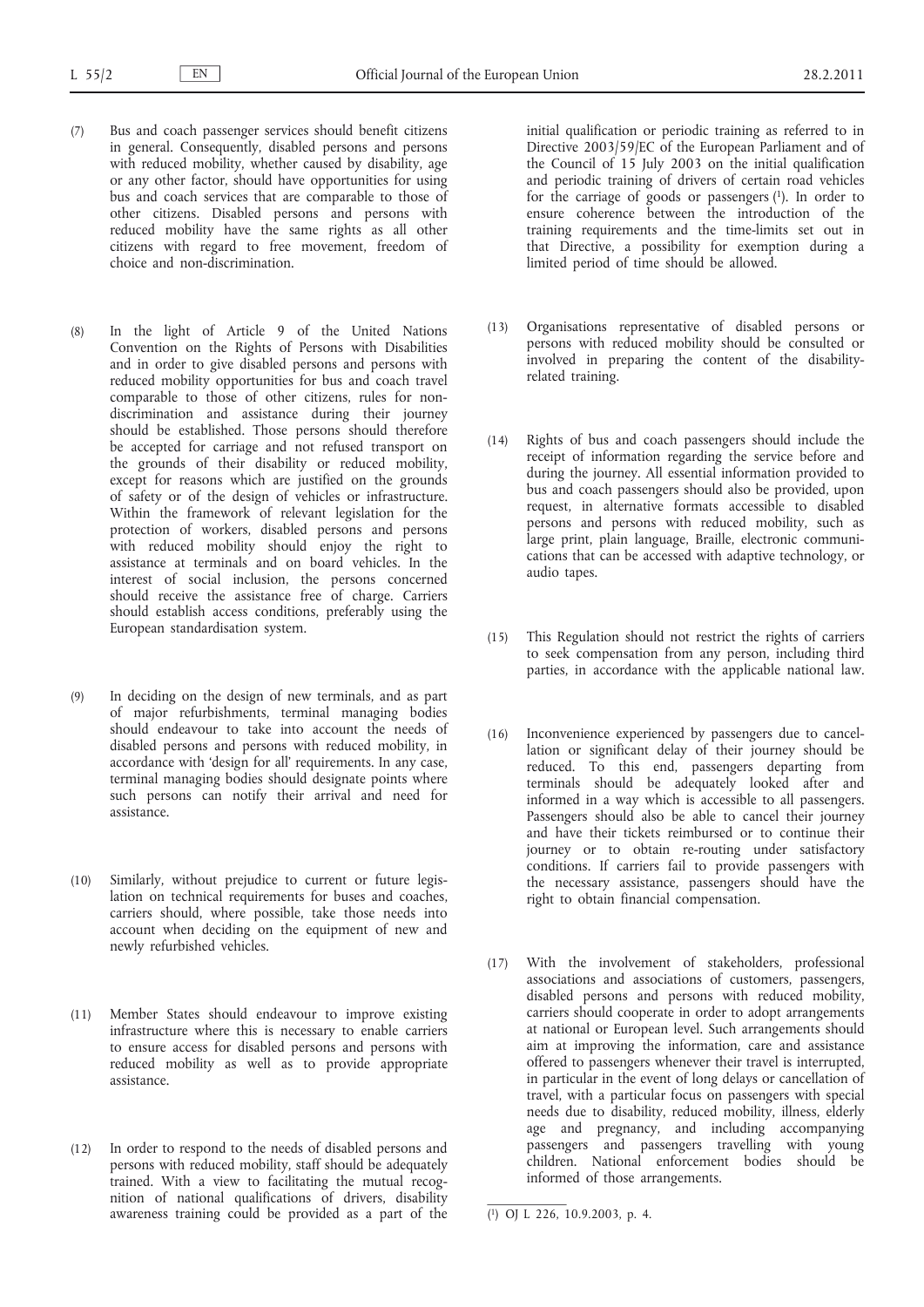(7) Bus and coach passenger services should benefit citizens in general. Consequently, disabled persons and persons with reduced mobility, whether caused by disability, age or any other factor, should have opportunities for using bus and coach services that are comparable to those of other citizens. Disabled persons and persons with reduced mobility have the same rights as all other citizens with regard to free movement, freedom of choice and non-discrimination.

(8) In the light of Article 9 of the United Nations Convention on the Rights of Persons with Disabilities and in order to give disabled persons and persons with reduced mobility opportunities for bus and coach travel comparable to those of other citizens, rules for non-discrimination and assistance during their journey should be established. Those persons should therefore be accepted for carriage and not refused transport on the grounds of their disability or reduced mobility, except for reasons which are justified on the grounds of safety or of the design of vehicles or infrastructure. Within the framework of relevant legislation for the protection of workers, disabled persons and persons with reduced mobility should enjoy the right to assistance at terminals and on board vehicles. In the interest of social inclusion, the persons concerned should receive the assistance free of charge. Carriers should establish access conditions, preferably using the European standardisation system.

(9) In deciding on the design of new terminals, and as part of major refurbishments, terminal managing bodies should endeavour to take into account the needs of disabled persons and persons with reduced mobility, in accordance with 'design for all' requirements. In any case, terminal managing bodies should designate points where such persons can notify their arrival and need for assistance.

(10) Similarly, without prejudice to current or future legislation on technical requirements for buses and coaches, carriers should, where possible, take those needs into account when deciding on the equipment of new and newly refurbished vehicles.

(11) Member States should endeavour to improve existing infrastructure where this is necessary to enable carriers to ensure access for disabled persons and persons with reduced mobility as well as to provide appropriate assistance.

(12) In order to respond to the needs of disabled persons and persons with reduced mobility, staff should be adequately trained. With a view to facilitating the mutual recognition of national qualifications of drivers, disability awareness training could be provided as a part of the initial qualification or periodic training as referred to in Directive 2003/59/EC of the European Parliament and of the Council of 15 July 2003 on the initial qualification and periodic training of drivers of certain road vehicles for the carriage of goods or passengers [1]. In order to ensure coherence between the introduction of the training requirements and the time-limits set out in that Directive, a possibility for exemption during a limited period of time should be allowed.

(13) Organisations representative of disabled persons or persons with reduced mobility should be consulted or involved in preparing the content of the disability-related training.

(14) Rights of bus and coach passengers should include the receipt of information regarding the service before and during the journey. All essential information provided to bus and coach passengers should also be provided, upon request, in alternative formats accessible to disabled persons and persons with reduced mobility, such as large print, plain language, Braille, electronic communications that can be accessed with adaptive technology, or audio tapes.

(15) This Regulation should not restrict the rights of carriers to seek compensation from any person, including third parties, in accordance with the applicable national law.

(16) Inconvenience experienced by passengers due to cancellation or significant delay of their journey should be reduced. To this end, passengers departing from terminals should be adequately looked after and informed in a way which is accessible to all passengers. Passengers should also be able to cancel their journey and have their tickets reimbursed or to continue their journey or to obtain re-routing under satisfactory conditions. If carriers fail to provide passengers with the necessary assistance, passengers should have the right to obtain financial compensation.

(17) With the involvement of stakeholders, professional associations and associations of customers, passengers, disabled persons and persons with reduced mobility, carriers should cooperate in order to adopt arrangements at national or European level. Such arrangements should aim at improving the information, care and assistance offered to passengers whenever their travel is interrupted, in particular in the event of long delays or cancellation of travel, with a particular focus on passengers with special needs due to disability, reduced mobility, illness, elderly age and pregnancy, and including accompanying passengers and passengers travelling with young children. National enforcement bodies should be informed of those arrangements.

---

[1] OJ L 226, 10.9.2003, p. 4.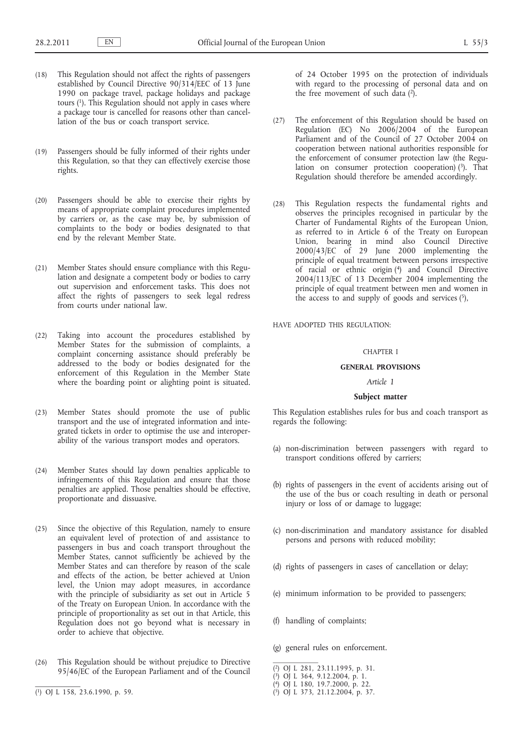(18) This Regulation should not affect the rights of passengers established by Council Directive 90/314/EEC of 13 June 1990 on package travel, package holidays and package tours [1]. This Regulation should not apply in cases where a package tour is cancelled for reasons other than cancellation of the bus or coach transport service.

(19) Passengers should be fully informed of their rights under this Regulation, so that they can effectively exercise those rights.

(20) Passengers should be able to exercise their rights by means of appropriate complaint procedures implemented by carriers or, as the case may be, by submission of complaints to the body or bodies designated to that end by the relevant Member State.

(21) Member States should ensure compliance with this Regulation and designate a competent body or bodies to carry out supervision and enforcement tasks. This does not affect the rights of passengers to seek legal redress from courts under national law.

(22) Taking into account the procedures established by Member States for the submission of complaints, a complaint concerning assistance should preferably be addressed to the body or bodies designated for the enforcement of this Regulation in the Member State where the boarding point or alighting point is situated.

(23) Member States should promote the use of public transport and the use of integrated information and integrated tickets in order to optimise the use and interoperability of the various transport modes and operators.

(24) Member States should lay down penalties applicable to infringements of this Regulation and ensure that those penalties are applied. Those penalties should be effective, proportionate and dissuasive.

(25) Since the objective of this Regulation, namely to ensure an equivalent level of protection of and assistance to passengers in bus and coach transport throughout the Member States, cannot sufficiently be achieved by the Member States and can therefore by reason of the scale and effects of the action, be better achieved at Union level, the Union may adopt measures, in accordance with the principle of subsidiarity as set out in Article 5 of the Treaty on European Union. In accordance with the principle of proportionality as set out in that Article, this Regulation does not go beyond what is necessary in order to achieve that objective.

(26) This Regulation should be without prejudice to Directive 95/46/EC of the European Parliament and of the Council of 24 October 1995 on the protection of individuals with regard to the processing of personal data and on the free movement of such data [2].

(27) The enforcement of this Regulation should be based on Regulation (EC) No 2006/2004 of the European Parliament and of the Council of 27 October 2004 on cooperation between national authorities responsible for the enforcement of consumer protection law (the Regulation on consumer protection cooperation) [3]. That Regulation should therefore be amended accordingly.

(28) This Regulation respects the fundamental rights and observes the principles recognised in particular by the Charter of Fundamental Rights of the European Union, as referred to in Article 6 of the Treaty on European Union, bearing in mind also Council Directive 2000/43/EC of 29 June 2000 implementing the principle of equal treatment between persons irrespective of racial or ethnic origin [4] and Council Directive 2004/113/EC of 13 December 2004 implementing the principle of equal treatment between men and women in the access to and supply of goods and services [5],

HAVE ADOPTED THIS REGULATION:

## CHAPTER I

## GENERAL PROVISIONS

### *Article 1*

### Subject matter

This Regulation establishes rules for bus and coach transport as regards the following:

(a) non-discrimination between passengers with regard to transport conditions offered by carriers;

(b) rights of passengers in the event of accidents arising out of the use of the bus or coach resulting in death or personal injury or loss of or damage to luggage;

(c) non-discrimination and mandatory assistance for disabled persons and persons with reduced mobility;

(d) rights of passengers in cases of cancellation or delay;

(e) minimum information to be provided to passengers;

(f) handling of complaints;

(g) general rules on enforcement.

---

[1] OJ L 158, 23.6.1990, p. 59.

[2] OJ L 281, 23.11.1995, p. 31.

[3] OJ L 364, 9.12.2004, p. 1.

[4] OJ L 180, 19.7.2000, p. 22.

[5] OJ L 373, 21.12.2004, p. 37.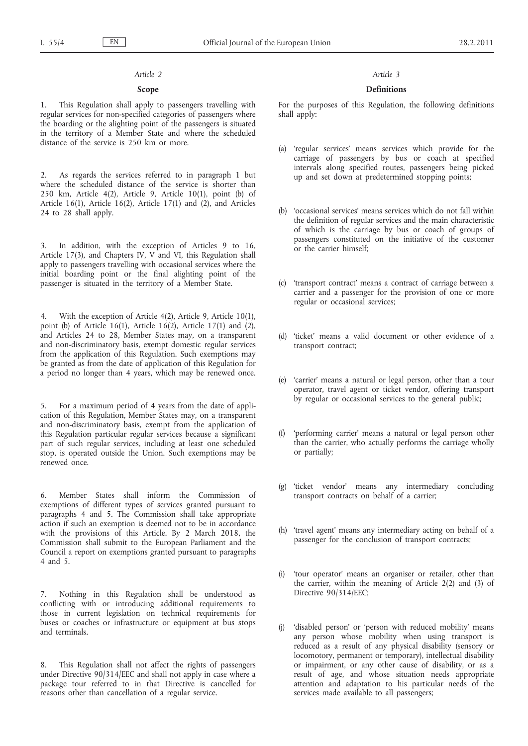*Article 2*

**Scope**

1. This Regulation shall apply to passengers travelling with regular services for non-specified categories of passengers where the boarding or the alighting point of the passengers is situated in the territory of a Member State and where the scheduled distance of the service is 250 km or more.

2. As regards the services referred to in paragraph 1 but where the scheduled distance of the service is shorter than 250 km, Article 4(2), Article 9, Article 10(1), point (b) of Article 16(1), Article 16(2), Article 17(1) and (2), and Articles 24 to 28 shall apply.

3. In addition, with the exception of Articles 9 to 16, Article 17(3), and Chapters IV, V and VI, this Regulation shall apply to passengers travelling with occasional services where the initial boarding point or the final alighting point of the passenger is situated in the territory of a Member State.

4. With the exception of Article 4(2), Article 9, Article 10(1), point (b) of Article 16(1), Article 16(2), Article 17(1) and (2), and Articles 24 to 28, Member States may, on a transparent and non-discriminatory basis, exempt domestic regular services from the application of this Regulation. Such exemptions may be granted as from the date of application of this Regulation for a period no longer than 4 years, which may be renewed once.

5. For a maximum period of 4 years from the date of application of this Regulation, Member States may, on a transparent and non-discriminatory basis, exempt from the application of this Regulation particular regular services because a significant part of such regular services, including at least one scheduled stop, is operated outside the Union. Such exemptions may be renewed once.

6. Member States shall inform the Commission of exemptions of different types of services granted pursuant to paragraphs 4 and 5. The Commission shall take appropriate action if such an exemption is deemed not to be in accordance with the provisions of this Article. By 2 March 2018, the Commission shall submit to the European Parliament and the Council a report on exemptions granted pursuant to paragraphs 4 and 5.

7. Nothing in this Regulation shall be understood as conflicting with or introducing additional requirements to those in current legislation on technical requirements for buses or coaches or infrastructure or equipment at bus stops and terminals.

8. This Regulation shall not affect the rights of passengers under Directive 90/314/EEC and shall not apply in case where a package tour referred to in that Directive is cancelled for reasons other than cancellation of a regular service.

*Article 3*

**Definitions**

For the purposes of this Regulation, the following definitions shall apply:

(a) 'regular services' means services which provide for the carriage of passengers by bus or coach at specified intervals along specified routes, passengers being picked up and set down at predetermined stopping points;

(b) 'occasional services' means services which do not fall within the definition of regular services and the main characteristic of which is the carriage by bus or coach of groups of passengers constituted on the initiative of the customer or the carrier himself;

(c) 'transport contract' means a contract of carriage between a carrier and a passenger for the provision of one or more regular or occasional services;

(d) 'ticket' means a valid document or other evidence of a transport contract;

(e) 'carrier' means a natural or legal person, other than a tour operator, travel agent or ticket vendor, offering transport by regular or occasional services to the general public;

(f) 'performing carrier' means a natural or legal person other than the carrier, who actually performs the carriage wholly or partially;

(g) 'ticket vendor' means any intermediary concluding transport contracts on behalf of a carrier;

(h) 'travel agent' means any intermediary acting on behalf of a passenger for the conclusion of transport contracts;

(i) 'tour operator' means an organiser or retailer, other than the carrier, within the meaning of Article 2(2) and (3) of Directive 90/314/EEC;

(j) 'disabled person' or 'person with reduced mobility' means any person whose mobility when using transport is reduced as a result of any physical disability (sensory or locomotory, permanent or temporary), intellectual disability or impairment, or any other cause of disability, or as a result of age, and whose situation needs appropriate attention and adaptation to his particular needs of the services made available to all passengers;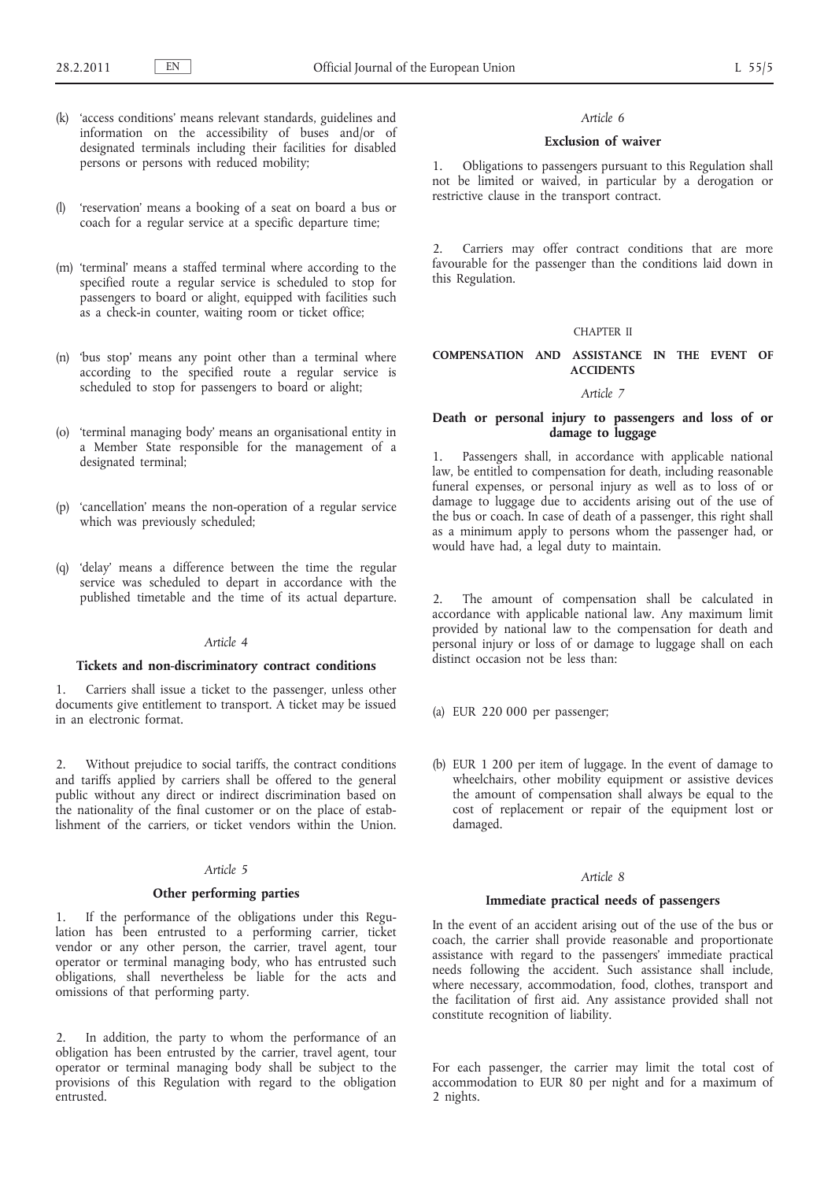(k) 'access conditions' means relevant standards, guidelines and information on the accessibility of buses and/or of designated terminals including their facilities for disabled persons or persons with reduced mobility;

(l) 'reservation' means a booking of a seat on board a bus or coach for a regular service at a specific departure time;

(m) 'terminal' means a staffed terminal where according to the specified route a regular service is scheduled to stop for passengers to board or alight, equipped with facilities such as a check-in counter, waiting room or ticket office;

(n) 'bus stop' means any point other than a terminal where according to the specified route a regular service is scheduled to stop for passengers to board or alight;

(o) 'terminal managing body' means an organisational entity in a Member State responsible for the management of a designated terminal;

(p) 'cancellation' means the non-operation of a regular service which was previously scheduled;

(q) 'delay' means a difference between the time the regular service was scheduled to depart in accordance with the published timetable and the time of its actual departure.

*Article 4*

**Tickets and non-discriminatory contract conditions**

1. Carriers shall issue a ticket to the passenger, unless other documents give entitlement to transport. A ticket may be issued in an electronic format.

2. Without prejudice to social tariffs, the contract conditions and tariffs applied by carriers shall be offered to the general public without any direct or indirect discrimination based on the nationality of the final customer or on the place of establishment of the carriers, or ticket vendors within the Union.

*Article 5*

**Other performing parties**

1. If the performance of the obligations under this Regulation has been entrusted to a performing carrier, ticket vendor or any other person, the carrier, travel agent, tour operator or terminal managing body, who has entrusted such obligations, shall nevertheless be liable for the acts and omissions of that performing party.

2. In addition, the party to whom the performance of an obligation has been entrusted by the carrier, travel agent, tour operator or terminal managing body shall be subject to the provisions of this Regulation with regard to the obligation entrusted.

*Article 6*

**Exclusion of waiver**

1. Obligations to passengers pursuant to this Regulation shall not be limited or waived, in particular by a derogation or restrictive clause in the transport contract.

2. Carriers may offer contract conditions that are more favourable for the passenger than the conditions laid down in this Regulation.

CHAPTER II

**COMPENSATION AND ASSISTANCE IN THE EVENT OF ACCIDENTS**

*Article 7*

**Death or personal injury to passengers and loss of or damage to luggage**

1. Passengers shall, in accordance with applicable national law, be entitled to compensation for death, including reasonable funeral expenses, or personal injury as well as to loss of or damage to luggage due to accidents arising out of the use of the bus or coach. In case of death of a passenger, this right shall as a minimum apply to persons whom the passenger had, or would have had, a legal duty to maintain.

2. The amount of compensation shall be calculated in accordance with applicable national law. Any maximum limit provided by national law to the compensation for death and personal injury or loss of or damage to luggage shall on each distinct occasion not be less than:

(a) EUR 220 000 per passenger;

(b) EUR 1 200 per item of luggage. In the event of damage to wheelchairs, other mobility equipment or assistive devices the amount of compensation shall always be equal to the cost of replacement or repair of the equipment lost or damaged.

*Article 8*

**Immediate practical needs of passengers**

In the event of an accident arising out of the use of the bus or coach, the carrier shall provide reasonable and proportionate assistance with regard to the passengers' immediate practical needs following the accident. Such assistance shall include, where necessary, accommodation, food, clothes, transport and the facilitation of first aid. Any assistance provided shall not constitute recognition of liability.

For each passenger, the carrier may limit the total cost of accommodation to EUR 80 per night and for a maximum of 2 nights.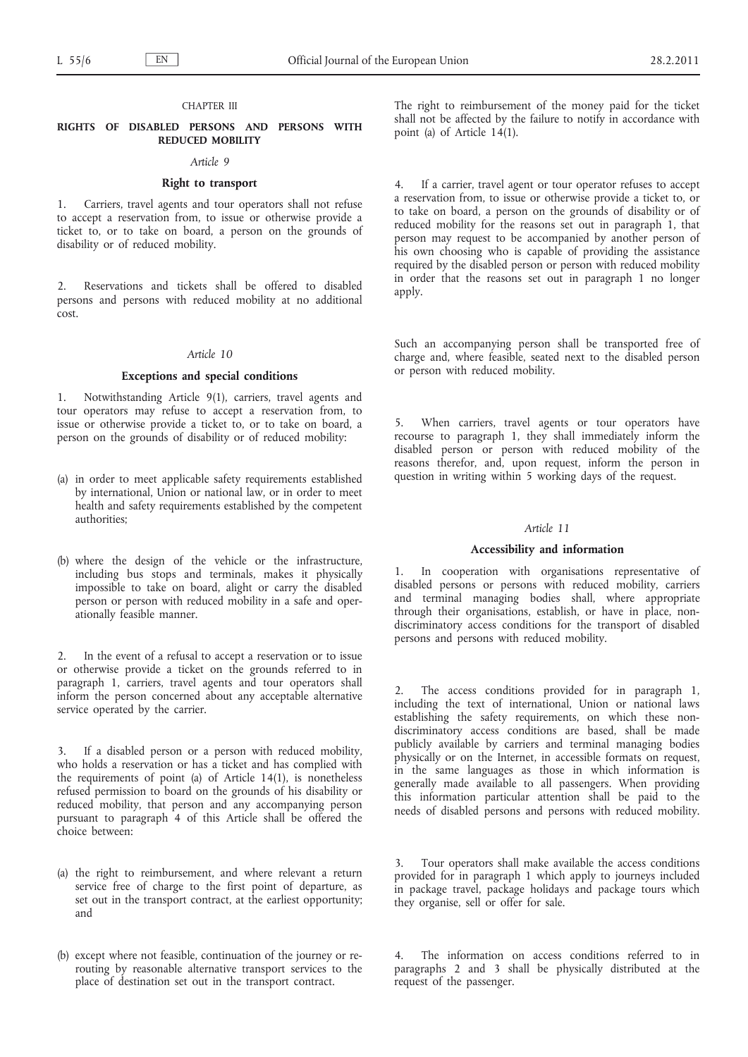CHAPTER III

## RIGHTS OF DISABLED PERSONS AND PERSONS WITH REDUCED MOBILITY

*Article 9*

### Right to transport

1. Carriers, travel agents and tour operators shall not refuse to accept a reservation from, to issue or otherwise provide a ticket to, or to take on board, a person on the grounds of disability or of reduced mobility.

2. Reservations and tickets shall be offered to disabled persons and persons with reduced mobility at no additional cost.

*Article 10*

### Exceptions and special conditions

1. Notwithstanding Article 9(1), carriers, travel agents and tour operators may refuse to accept a reservation from, to issue or otherwise provide a ticket to, or to take on board, a person on the grounds of disability or of reduced mobility:

(a) in order to meet applicable safety requirements established by international, Union or national law, or in order to meet health and safety requirements established by the competent authorities;

(b) where the design of the vehicle or the infrastructure, including bus stops and terminals, makes it physically impossible to take on board, alight or carry the disabled person or person with reduced mobility in a safe and operationally feasible manner.

2. In the event of a refusal to accept a reservation or to issue or otherwise provide a ticket on the grounds referred to in paragraph 1, carriers, travel agents and tour operators shall inform the person concerned about any acceptable alternative service operated by the carrier.

3. If a disabled person or a person with reduced mobility, who holds a reservation or has a ticket and has complied with the requirements of point (a) of Article 14(1), is nonetheless refused permission to board on the grounds of his disability or reduced mobility, that person and any accompanying person pursuant to paragraph 4 of this Article shall be offered the choice between:

(a) the right to reimbursement, and where relevant a return service free of charge to the first point of departure, as set out in the transport contract, at the earliest opportunity; and

(b) except where not feasible, continuation of the journey or re-routing by reasonable alternative transport services to the place of destination set out in the transport contract.

The right to reimbursement of the money paid for the ticket shall not be affected by the failure to notify in accordance with point (a) of Article 14(1).

4. If a carrier, travel agent or tour operator refuses to accept a reservation from, to issue or otherwise provide a ticket to, or to take on board, a person on the grounds of disability or of reduced mobility for the reasons set out in paragraph 1, that person may request to be accompanied by another person of his own choosing who is capable of providing the assistance required by the disabled person or person with reduced mobility in order that the reasons set out in paragraph 1 no longer apply.

Such an accompanying person shall be transported free of charge and, where feasible, seated next to the disabled person or person with reduced mobility.

5. When carriers, travel agents or tour operators have recourse to paragraph 1, they shall immediately inform the disabled person or person with reduced mobility of the reasons therefor, and, upon request, inform the person in question in writing within 5 working days of the request.

*Article 11*

### Accessibility and information

1. In cooperation with organisations representative of disabled persons or persons with reduced mobility, carriers and terminal managing bodies shall, where appropriate through their organisations, establish, or have in place, non-discriminatory access conditions for the transport of disabled persons and persons with reduced mobility.

2. The access conditions provided for in paragraph 1, including the text of international, Union or national laws establishing the safety requirements, on which these non-discriminatory access conditions are based, shall be made publicly available by carriers and terminal managing bodies physically or on the Internet, in accessible formats on request, in the same languages as those in which information is generally made available to all passengers. When providing this information particular attention shall be paid to the needs of disabled persons and persons with reduced mobility.

3. Tour operators shall make available the access conditions provided for in paragraph 1 which apply to journeys included in package travel, package holidays and package tours which they organise, sell or offer for sale.

4. The information on access conditions referred to in paragraphs 2 and 3 shall be physically distributed at the request of the passenger.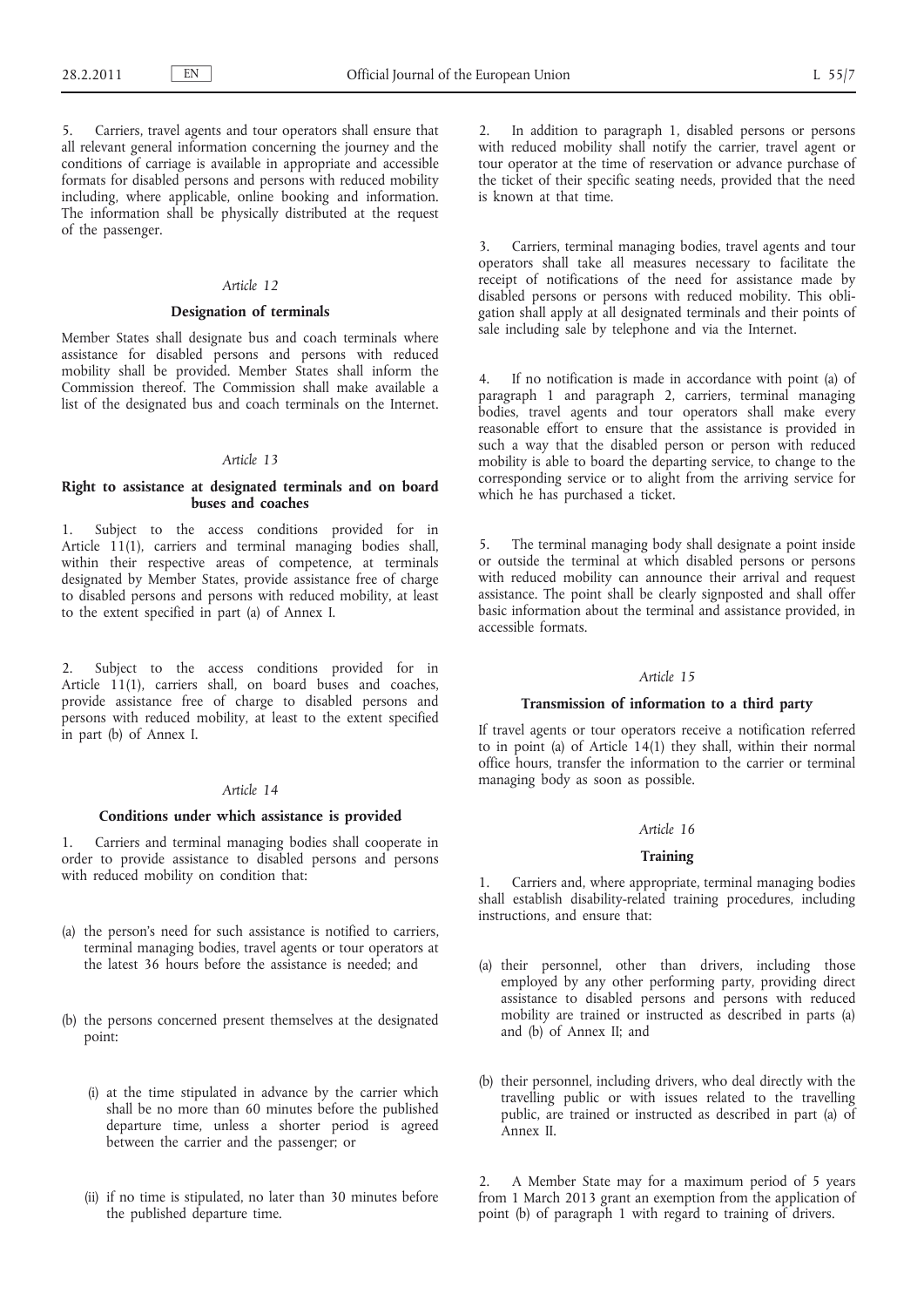5. Carriers, travel agents and tour operators shall ensure that all relevant general information concerning the journey and the conditions of carriage is available in appropriate and accessible formats for disabled persons and persons with reduced mobility including, where applicable, online booking and information. The information shall be physically distributed at the request of the passenger.

*Article 12*

**Designation of terminals**

Member States shall designate bus and coach terminals where assistance for disabled persons and persons with reduced mobility shall be provided. Member States shall inform the Commission thereof. The Commission shall make available a list of the designated bus and coach terminals on the Internet.

*Article 13*

**Right to assistance at designated terminals and on board buses and coaches**

1. Subject to the access conditions provided for in Article 11(1), carriers and terminal managing bodies shall, within their respective areas of competence, at terminals designated by Member States, provide assistance free of charge to disabled persons and persons with reduced mobility, at least to the extent specified in part (a) of Annex I.

2. Subject to the access conditions provided for in Article 11(1), carriers shall, on board buses and coaches, provide assistance free of charge to disabled persons and persons with reduced mobility, at least to the extent specified in part (b) of Annex I.

*Article 14*

**Conditions under which assistance is provided**

1. Carriers and terminal managing bodies shall cooperate in order to provide assistance to disabled persons and persons with reduced mobility on condition that:

(a) the person's need for such assistance is notified to carriers, terminal managing bodies, travel agents or tour operators at the latest 36 hours before the assistance is needed; and

(b) the persons concerned present themselves at the designated point:

(i) at the time stipulated in advance by the carrier which shall be no more than 60 minutes before the published departure time, unless a shorter period is agreed between the carrier and the passenger; or

(ii) if no time is stipulated, no later than 30 minutes before the published departure time.

2. In addition to paragraph 1, disabled persons or persons with reduced mobility shall notify the carrier, travel agent or tour operator at the time of reservation or advance purchase of the ticket of their specific seating needs, provided that the need is known at that time.

3. Carriers, terminal managing bodies, travel agents and tour operators shall take all measures necessary to facilitate the receipt of notifications of the need for assistance made by disabled persons or persons with reduced mobility. This obligation shall apply at all designated terminals and their points of sale including sale by telephone and via the Internet.

4. If no notification is made in accordance with point (a) of paragraph 1 and paragraph 2, carriers, terminal managing bodies, travel agents and tour operators shall make every reasonable effort to ensure that the assistance is provided in such a way that the disabled person or person with reduced mobility is able to board the departing service, to change to the corresponding service or to alight from the arriving service for which he has purchased a ticket.

5. The terminal managing body shall designate a point inside or outside the terminal at which disabled persons or persons with reduced mobility can announce their arrival and request assistance. The point shall be clearly signposted and shall offer basic information about the terminal and assistance provided, in accessible formats.

*Article 15*

**Transmission of information to a third party**

If travel agents or tour operators receive a notification referred to in point (a) of Article 14(1) they shall, within their normal office hours, transfer the information to the carrier or terminal managing body as soon as possible.

*Article 16*

**Training**

1. Carriers and, where appropriate, terminal managing bodies shall establish disability-related training procedures, including instructions, and ensure that:

(a) their personnel, other than drivers, including those employed by any other performing party, providing direct assistance to disabled persons and persons with reduced mobility are trained or instructed as described in parts (a) and (b) of Annex II; and

(b) their personnel, including drivers, who deal directly with the travelling public or with issues related to the travelling public, are trained or instructed as described in part (a) of Annex II.

2. A Member State may for a maximum period of 5 years from 1 March 2013 grant an exemption from the application of point (b) of paragraph 1 with regard to training of drivers.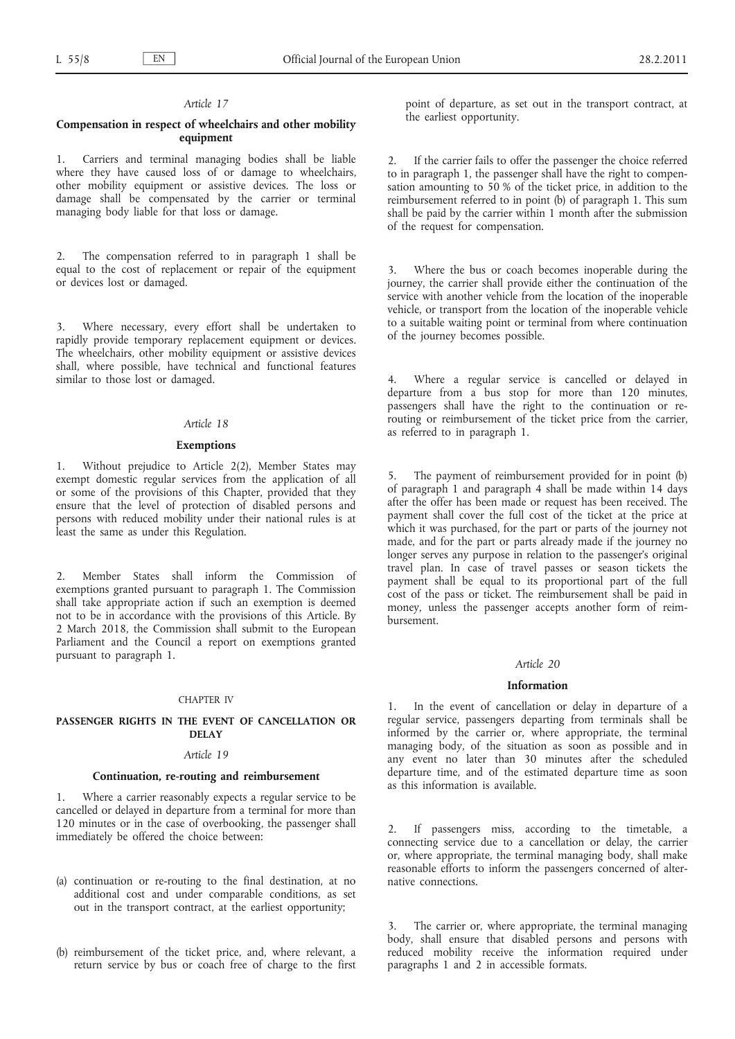*Article 17*

### Compensation in respect of wheelchairs and other mobility equipment

1. Carriers and terminal managing bodies shall be liable where they have caused loss of or damage to wheelchairs, other mobility equipment or assistive devices. The loss or damage shall be compensated by the carrier or terminal managing body liable for that loss or damage.

2. The compensation referred to in paragraph 1 shall be equal to the cost of replacement or repair of the equipment or devices lost or damaged.

3. Where necessary, every effort shall be undertaken to rapidly provide temporary replacement equipment or devices. The wheelchairs, other mobility equipment or assistive devices shall, where possible, have technical and functional features similar to those lost or damaged.

*Article 18*

### Exemptions

1. Without prejudice to Article 2(2), Member States may exempt domestic regular services from the application of all or some of the provisions of this Chapter, provided that they ensure that the level of protection of disabled persons and persons with reduced mobility under their national rules is at least the same as under this Regulation.

2. Member States shall inform the Commission of exemptions granted pursuant to paragraph 1. The Commission shall take appropriate action if such an exemption is deemed not to be in accordance with the provisions of this Article. By 2 March 2018, the Commission shall submit to the European Parliament and the Council a report on exemptions granted pursuant to paragraph 1.

## CHAPTER IV

## PASSENGER RIGHTS IN THE EVENT OF CANCELLATION OR DELAY

*Article 19*

### Continuation, re-routing and reimbursement

1. Where a carrier reasonably expects a regular service to be cancelled or delayed in departure from a terminal for more than 120 minutes or in the case of overbooking, the passenger shall immediately be offered the choice between:

(a) continuation or re-routing to the final destination, at no additional cost and under comparable conditions, as set out in the transport contract, at the earliest opportunity;

(b) reimbursement of the ticket price, and, where relevant, a return service by bus or coach free of charge to the first point of departure, as set out in the transport contract, at the earliest opportunity.

2. If the carrier fails to offer the passenger the choice referred to in paragraph 1, the passenger shall have the right to compensation amounting to 50 % of the ticket price, in addition to the reimbursement referred to in point (b) of paragraph 1. This sum shall be paid by the carrier within 1 month after the submission of the request for compensation.

3. Where the bus or coach becomes inoperable during the journey, the carrier shall provide either the continuation of the service with another vehicle from the location of the inoperable vehicle, or transport from the location of the inoperable vehicle to a suitable waiting point or terminal from where continuation of the journey becomes possible.

4. Where a regular service is cancelled or delayed in departure from a bus stop for more than 120 minutes, passengers shall have the right to the continuation or re-routing or reimbursement of the ticket price from the carrier, as referred to in paragraph 1.

5. The payment of reimbursement provided for in point (b) of paragraph 1 and paragraph 4 shall be made within 14 days after the offer has been made or request has been received. The payment shall cover the full cost of the ticket at the price at which it was purchased, for the part or parts of the journey not made, and for the part or parts already made if the journey no longer serves any purpose in relation to the passenger's original travel plan. In case of travel passes or season tickets the payment shall be equal to its proportional part of the full cost of the pass or ticket. The reimbursement shall be paid in money, unless the passenger accepts another form of reimbursement.

*Article 20*

### Information

1. In the event of cancellation or delay in departure of a regular service, passengers departing from terminals shall be informed by the carrier or, where appropriate, the terminal managing body, of the situation as soon as possible and in any event no later than 30 minutes after the scheduled departure time, and of the estimated departure time as soon as this information is available.

2. If passengers miss, according to the timetable, a connecting service due to a cancellation or delay, the carrier or, where appropriate, the terminal managing body, shall make reasonable efforts to inform the passengers concerned of alternative connections.

3. The carrier or, where appropriate, the terminal managing body, shall ensure that disabled persons and persons with reduced mobility receive the information required under paragraphs 1 and 2 in accessible formats.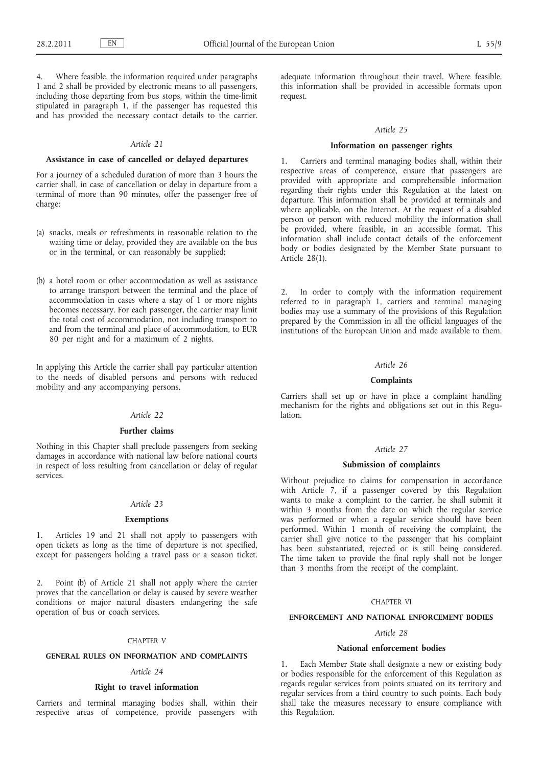4. Where feasible, the information required under paragraphs 1 and 2 shall be provided by electronic means to all passengers, including those departing from bus stops, within the time-limit stipulated in paragraph 1, if the passenger has requested this and has provided the necessary contact details to the carrier.

*Article 21*

**Assistance in case of cancelled or delayed departures**

For a journey of a scheduled duration of more than 3 hours the carrier shall, in case of cancellation or delay in departure from a terminal of more than 90 minutes, offer the passenger free of charge:

(a) snacks, meals or refreshments in reasonable relation to the waiting time or delay, provided they are available on the bus or in the terminal, or can reasonably be supplied;

(b) a hotel room or other accommodation as well as assistance to arrange transport between the terminal and the place of accommodation in cases where a stay of 1 or more nights becomes necessary. For each passenger, the carrier may limit the total cost of accommodation, not including transport to and from the terminal and place of accommodation, to EUR 80 per night and for a maximum of 2 nights.

In applying this Article the carrier shall pay particular attention to the needs of disabled persons and persons with reduced mobility and any accompanying persons.

*Article 22*

**Further claims**

Nothing in this Chapter shall preclude passengers from seeking damages in accordance with national law before national courts in respect of loss resulting from cancellation or delay of regular services.

*Article 23*

**Exemptions**

1. Articles 19 and 21 shall not apply to passengers with open tickets as long as the time of departure is not specified, except for passengers holding a travel pass or a season ticket.

2. Point (b) of Article 21 shall not apply where the carrier proves that the cancellation or delay is caused by severe weather conditions or major natural disasters endangering the safe operation of bus or coach services.

CHAPTER V

**GENERAL RULES ON INFORMATION AND COMPLAINTS**

*Article 24*

**Right to travel information**

Carriers and terminal managing bodies shall, within their respective areas of competence, provide passengers with adequate information throughout their travel. Where feasible, this information shall be provided in accessible formats upon request.

*Article 25*

**Information on passenger rights**

1. Carriers and terminal managing bodies shall, within their respective areas of competence, ensure that passengers are provided with appropriate and comprehensible information regarding their rights under this Regulation at the latest on departure. This information shall be provided at terminals and where applicable, on the Internet. At the request of a disabled person or person with reduced mobility the information shall be provided, where feasible, in an accessible format. This information shall include contact details of the enforcement body or bodies designated by the Member State pursuant to Article 28(1).

2. In order to comply with the information requirement referred to in paragraph 1, carriers and terminal managing bodies may use a summary of the provisions of this Regulation prepared by the Commission in all the official languages of the institutions of the European Union and made available to them.

*Article 26*

**Complaints**

Carriers shall set up or have in place a complaint handling mechanism for the rights and obligations set out in this Regulation.

*Article 27*

**Submission of complaints**

Without prejudice to claims for compensation in accordance with Article 7, if a passenger covered by this Regulation wants to make a complaint to the carrier, he shall submit it within 3 months from the date on which the regular service was performed or when a regular service should have been performed. Within 1 month of receiving the complaint, the carrier shall give notice to the passenger that his complaint has been substantiated, rejected or is still being considered. The time taken to provide the final reply shall not be longer than 3 months from the receipt of the complaint.

CHAPTER VI

**ENFORCEMENT AND NATIONAL ENFORCEMENT BODIES**

*Article 28*

**National enforcement bodies**

1. Each Member State shall designate a new or existing body or bodies responsible for the enforcement of this Regulation as regards regular services from points situated on its territory and regular services from a third country to such points. Each body shall take the measures necessary to ensure compliance with this Regulation.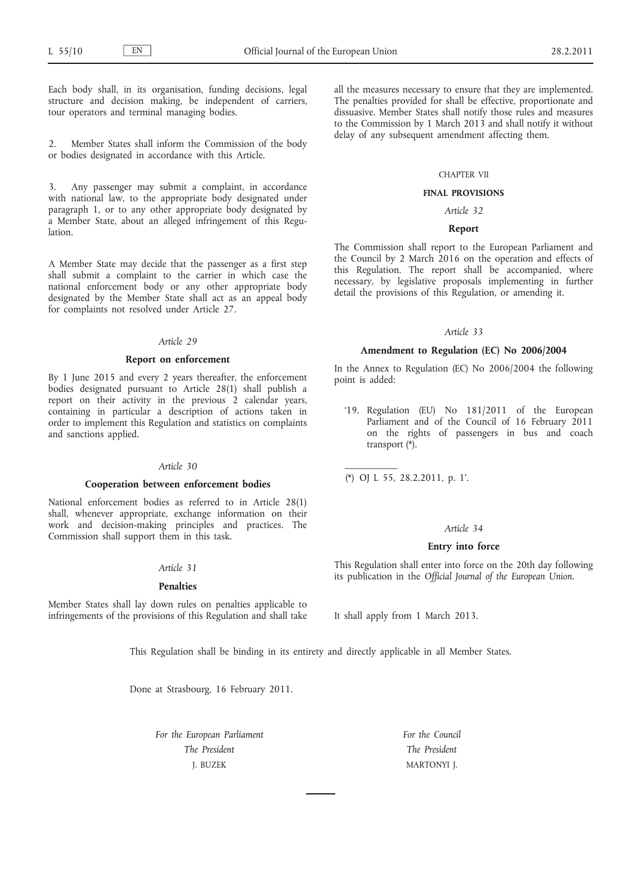Each body shall, in its organisation, funding decisions, legal structure and decision making, be independent of carriers, tour operators and terminal managing bodies.

2. Member States shall inform the Commission of the body or bodies designated in accordance with this Article.

3. Any passenger may submit a complaint, in accordance with national law, to the appropriate body designated under paragraph 1, or to any other appropriate body designated by a Member State, about an alleged infringement of this Regulation.

A Member State may decide that the passenger as a first step shall submit a complaint to the carrier in which case the national enforcement body or any other appropriate body designated by the Member State shall act as an appeal body for complaints not resolved under Article 27.

*Article 29*

**Report on enforcement**

By 1 June 2015 and every 2 years thereafter, the enforcement bodies designated pursuant to Article 28(1) shall publish a report on their activity in the previous 2 calendar years, containing in particular a description of actions taken in order to implement this Regulation and statistics on complaints and sanctions applied.

*Article 30*

**Cooperation between enforcement bodies**

National enforcement bodies as referred to in Article 28(1) shall, whenever appropriate, exchange information on their work and decision-making principles and practices. The Commission shall support them in this task.

*Article 31*

**Penalties**

Member States shall lay down rules on penalties applicable to infringements of the provisions of this Regulation and shall take all the measures necessary to ensure that they are implemented. The penalties provided for shall be effective, proportionate and dissuasive. Member States shall notify those rules and measures to the Commission by 1 March 2013 and shall notify it without delay of any subsequent amendment affecting them.

CHAPTER VII

**FINAL PROVISIONS**

*Article 32*

**Report**

The Commission shall report to the European Parliament and the Council by 2 March 2016 on the operation and effects of this Regulation. The report shall be accompanied, where necessary, by legislative proposals implementing in further detail the provisions of this Regulation, or amending it.

*Article 33*

**Amendment to Regulation (EC) No 2006/2004**

In the Annex to Regulation (EC) No 2006/2004 the following point is added:

'19. Regulation (EU) No 181/2011 of the European Parliament and of the Council of 16 February 2011 on the rights of passengers in bus and coach transport (*).

(*) OJ L 55, 28.2.2011, p. 1'.

*Article 34*

**Entry into force**

This Regulation shall enter into force on the 20th day following its publication in the *Official Journal of the European Union*.

It shall apply from 1 March 2013.

This Regulation shall be binding in its entirety and directly applicable in all Member States.

Done at Strasbourg, 16 February 2011.

*For the European Parliament*
*The President*
J. BUZEK

*For the Council*
*The President*
MARTONYI J.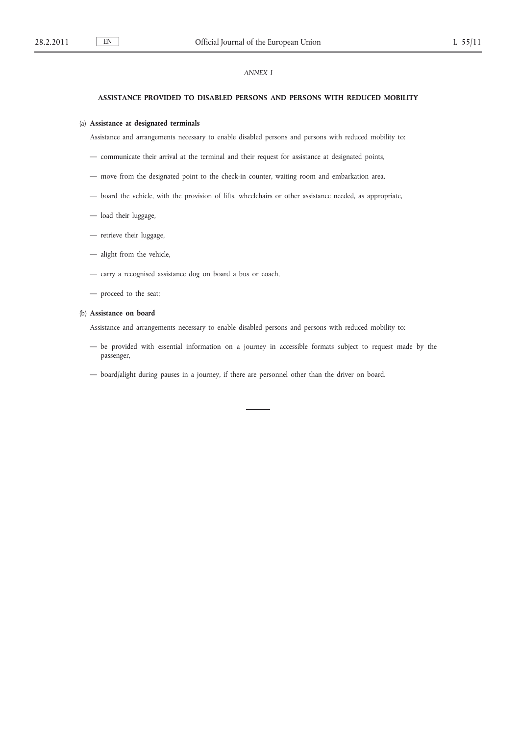*ANNEX I*

## ASSISTANCE PROVIDED TO DISABLED PERSONS AND PERSONS WITH REDUCED MOBILITY

(a) **Assistance at designated terminals**

Assistance and arrangements necessary to enable disabled persons and persons with reduced mobility to:

— communicate their arrival at the terminal and their request for assistance at designated points,

— move from the designated point to the check-in counter, waiting room and embarkation area,

— board the vehicle, with the provision of lifts, wheelchairs or other assistance needed, as appropriate,

— load their luggage,

— retrieve their luggage,

— alight from the vehicle,

— carry a recognised assistance dog on board a bus or coach,

— proceed to the seat;

(b) **Assistance on board**

Assistance and arrangements necessary to enable disabled persons and persons with reduced mobility to:

— be provided with essential information on a journey in accessible formats subject to request made by the passenger,

— board/alight during pauses in a journey, if there are personnel other than the driver on board.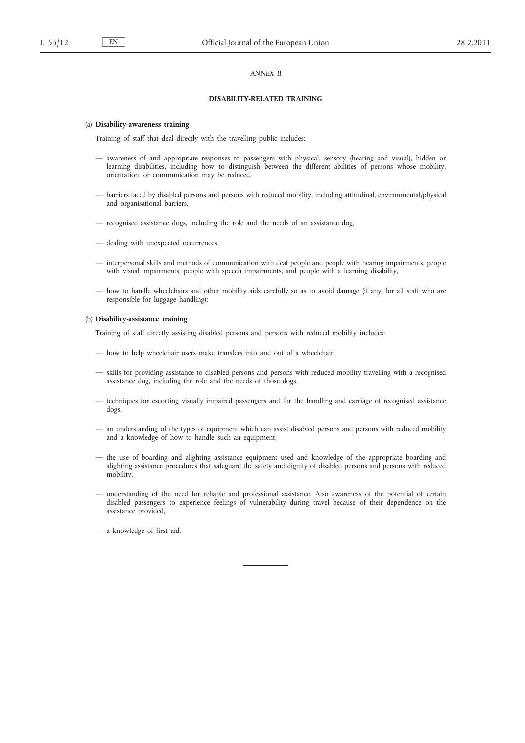*ANNEX II*

## DISABILITY-RELATED TRAINING

(a) **Disability-awareness training**

Training of staff that deal directly with the travelling public includes:

- awareness of and appropriate responses to passengers with physical, sensory (hearing and visual), hidden or learning disabilities, including how to distinguish between the different abilities of persons whose mobility, orientation, or communication may be reduced,
- barriers faced by disabled persons and persons with reduced mobility, including attitudinal, environmental/physical and organisational barriers,
- recognised assistance dogs, including the role and the needs of an assistance dog,
- dealing with unexpected occurrences,
- interpersonal skills and methods of communication with deaf people and people with hearing impairments, people with visual impairments, people with speech impairments, and people with a learning disability,
- how to handle wheelchairs and other mobility aids carefully so as to avoid damage (if any, for all staff who are responsible for luggage handling);

(b) **Disability-assistance training**

Training of staff directly assisting disabled persons and persons with reduced mobility includes:

- how to help wheelchair users make transfers into and out of a wheelchair,
- skills for providing assistance to disabled persons and persons with reduced mobility travelling with a recognised assistance dog, including the role and the needs of those dogs,
- techniques for escorting visually impaired passengers and for the handling and carriage of recognised assistance dogs,
- an understanding of the types of equipment which can assist disabled persons and persons with reduced mobility and a knowledge of how to handle such an equipment,
- the use of boarding and alighting assistance equipment used and knowledge of the appropriate boarding and alighting assistance procedures that safeguard the safety and dignity of disabled persons and persons with reduced mobility,
- understanding of the need for reliable and professional assistance. Also awareness of the potential of certain disabled passengers to experience feelings of vulnerability during travel because of their dependence on the assistance provided,
- a knowledge of first aid.